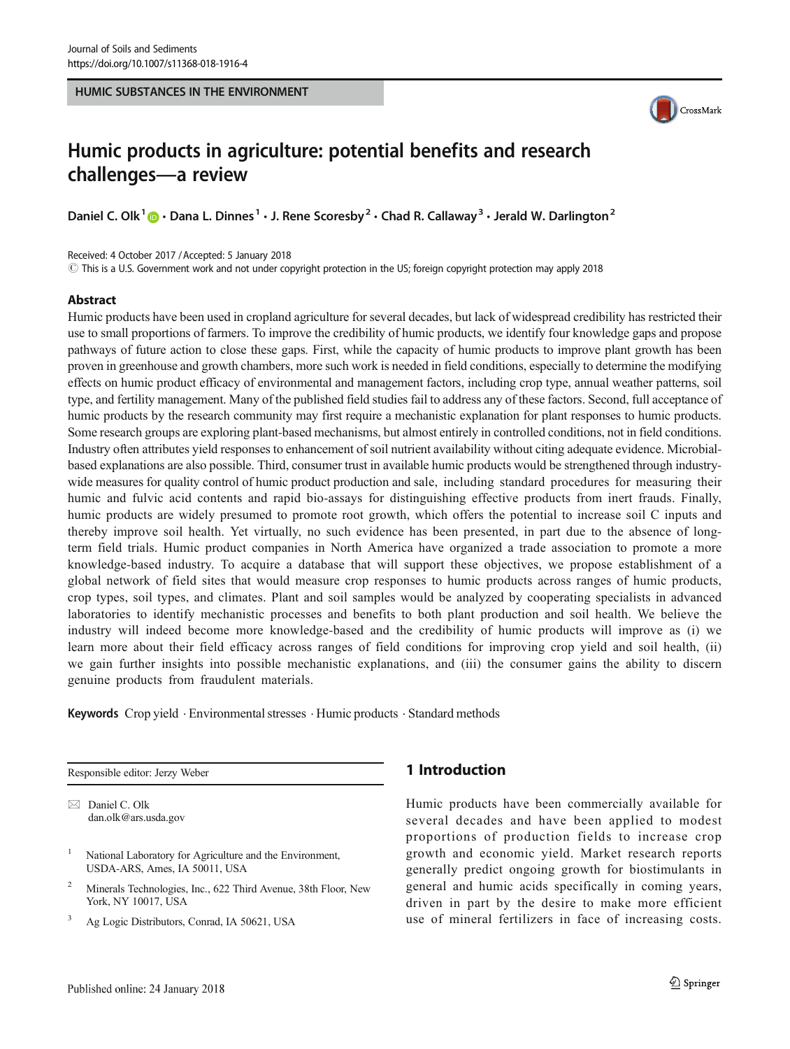HUMIC SUBSTANCES IN THE ENVIRONMENT

# Humic products in agriculture: potential benefits and research challenges—a review

Daniel C. Olk[1] · Dana L. Dinnes[1] · J. Rene Scoresby[2] · Chad R. Callaway[3] · Jerald W. Darlington[2]

Received: 4 October 2017 / Accepted: 5 January 2018
© This is a U.S. Government work and not under copyright protection in the US; foreign copyright protection may apply 2018

## Abstract

Humic products have been used in cropland agriculture for several decades, but lack of widespread credibility has restricted their use to small proportions of farmers. To improve the credibility of humic products, we identify four knowledge gaps and propose pathways of future action to close these gaps. First, while the capacity of humic products to improve plant growth has been proven in greenhouse and growth chambers, more such work is needed in field conditions, especially to determine the modifying effects on humic product efficacy of environmental and management factors, including crop type, annual weather patterns, soil type, and fertility management. Many of the published field studies fail to address any of these factors. Second, full acceptance of humic products by the research community may first require a mechanistic explanation for plant responses to humic products. Some research groups are exploring plant-based mechanisms, but almost entirely in controlled conditions, not in field conditions. Industry often attributes yield responses to enhancement of soil nutrient availability without citing adequate evidence. Microbial-based explanations are also possible. Third, consumer trust in available humic products would be strengthened through industry-wide measures for quality control of humic product production and sale, including standard procedures for measuring their humic and fulvic acid contents and rapid bio-assays for distinguishing effective products from inert frauds. Finally, humic products are widely presumed to promote root growth, which offers the potential to increase soil C inputs and thereby improve soil health. Yet virtually, no such evidence has been presented, in part due to the absence of long-term field trials. Humic product companies in North America have organized a trade association to promote a more knowledge-based industry. To acquire a database that will support these objectives, we propose establishment of a global network of field sites that would measure crop responses to humic products across ranges of humic products, crop types, soil types, and climates. Plant and soil samples would be analyzed by cooperating specialists in advanced laboratories to identify mechanistic processes and benefits to both plant production and soil health. We believe the industry will indeed become more knowledge-based and the credibility of humic products will improve as (i) we learn more about their field efficacy across ranges of field conditions for improving crop yield and soil health, (ii) we gain further insights into possible mechanistic explanations, and (iii) the consumer gains the ability to discern genuine products from fraudulent materials.

**Keywords** Crop yield · Environmental stresses · Humic products · Standard methods

Responsible editor: Jerzy Weber

✉ Daniel C. Olk
dan.olk@ars.usda.gov

[1] National Laboratory for Agriculture and the Environment, USDA-ARS, Ames, IA 50011, USA

[2] Minerals Technologies, Inc., 622 Third Avenue, 38th Floor, New York, NY 10017, USA

[3] Ag Logic Distributors, Conrad, IA 50621, USA

## 1 Introduction

Humic products have been commercially available for several decades and have been applied to modest proportions of production fields to increase crop growth and economic yield. Market research reports generally predict ongoing growth for biostimulants in general and humic acids specifically in coming years, driven in part by the desire to make more efficient use of mineral fertilizers in face of increasing costs.

Published online: 24 January 2018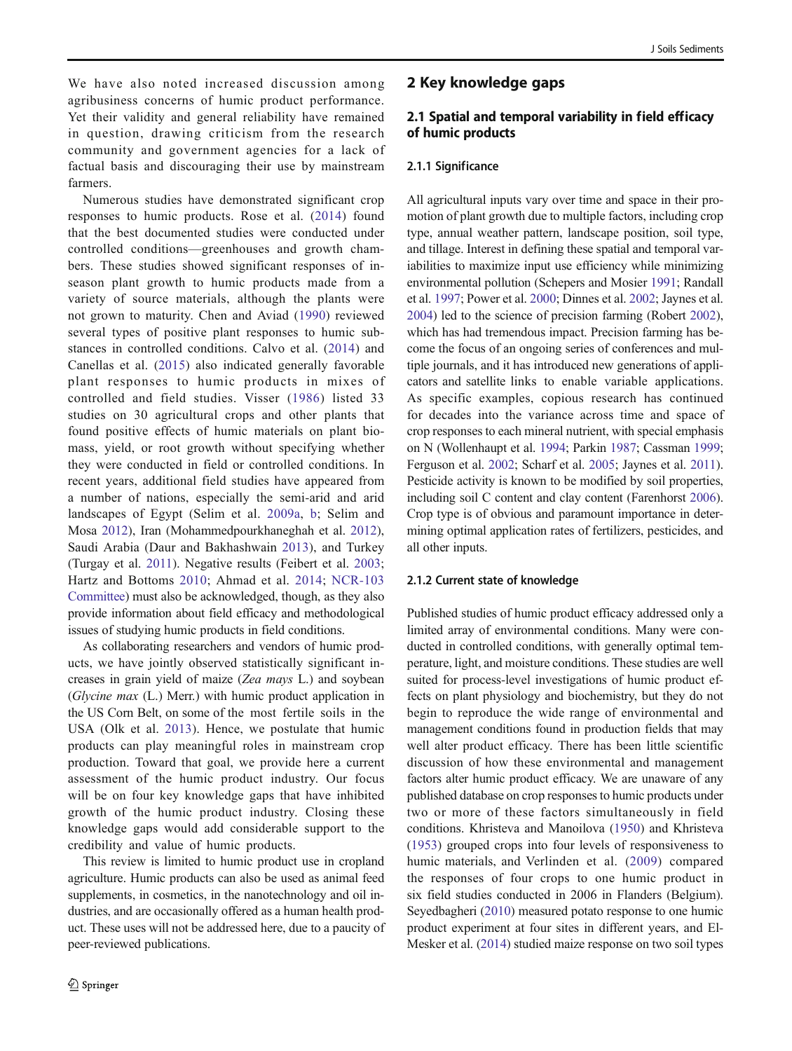We have also noted increased discussion among agribusiness concerns of humic product performance. Yet their validity and general reliability have remained in question, drawing criticism from the research community and government agencies for a lack of factual basis and discouraging their use by mainstream farmers.

Numerous studies have demonstrated significant crop responses to humic products. Rose et al. (2014) found that the best documented studies were conducted under controlled conditions—greenhouses and growth chambers. These studies showed significant responses of in-season plant growth to humic products made from a variety of source materials, although the plants were not grown to maturity. Chen and Aviad (1990) reviewed several types of positive plant responses to humic substances in controlled conditions. Calvo et al. (2014) and Canellas et al. (2015) also indicated generally favorable plant responses to humic products in mixes of controlled and field studies. Visser (1986) listed 33 studies on 30 agricultural crops and other plants that found positive effects of humic materials on plant biomass, yield, or root growth without specifying whether they were conducted in field or controlled conditions. In recent years, additional field studies have appeared from a number of nations, especially the semi-arid and arid landscapes of Egypt (Selim et al. 2009a, b; Selim and Mosa 2012), Iran (Mohammedpourkhaneghah et al. 2012), Saudi Arabia (Daur and Bakhashwain 2013), and Turkey (Turgay et al. 2011). Negative results (Feibert et al. 2003; Hartz and Bottoms 2010; Ahmad et al. 2014; NCR-103 Committee) must also be acknowledged, though, as they also provide information about field efficacy and methodological issues of studying humic products in field conditions.

As collaborating researchers and vendors of humic products, we have jointly observed statistically significant increases in grain yield of maize (*Zea mays* L.) and soybean (*Glycine max* (L.) Merr.) with humic product application in the US Corn Belt, on some of the most fertile soils in the USA (Olk et al. 2013). Hence, we postulate that humic products can play meaningful roles in mainstream crop production. Toward that goal, we provide here a current assessment of the humic product industry. Our focus will be on four key knowledge gaps that have inhibited growth of the humic product industry. Closing these knowledge gaps would add considerable support to the credibility and value of humic products.

This review is limited to humic product use in cropland agriculture. Humic products can also be used as animal feed supplements, in cosmetics, in the nanotechnology and oil industries, and are occasionally offered as a human health product. These uses will not be addressed here, due to a paucity of peer-reviewed publications.

## 2 Key knowledge gaps

### 2.1 Spatial and temporal variability in field efficacy of humic products

#### 2.1.1 Significance

All agricultural inputs vary over time and space in their promotion of plant growth due to multiple factors, including crop type, annual weather pattern, landscape position, soil type, and tillage. Interest in defining these spatial and temporal variabilities to maximize input use efficiency while minimizing environmental pollution (Schepers and Mosier 1991; Randall et al. 1997; Power et al. 2000; Dinnes et al. 2002; Jaynes et al. 2004) led to the science of precision farming (Robert 2002), which has had tremendous impact. Precision farming has become the focus of an ongoing series of conferences and multiple journals, and it has introduced new generations of applicators and satellite links to enable variable applications. As specific examples, copious research has continued for decades into the variance across time and space of crop responses to each mineral nutrient, with special emphasis on N (Wollenhaupt et al. 1994; Parkin 1987; Cassman 1999; Ferguson et al. 2002; Scharf et al. 2005; Jaynes et al. 2011). Pesticide activity is known to be modified by soil properties, including soil C content and clay content (Farenhorst 2006). Crop type is of obvious and paramount importance in determining optimal application rates of fertilizers, pesticides, and all other inputs.

#### 2.1.2 Current state of knowledge

Published studies of humic product efficacy addressed only a limited array of environmental conditions. Many were conducted in controlled conditions, with generally optimal temperature, light, and moisture conditions. These studies are well suited for process-level investigations of humic product effects on plant physiology and biochemistry, but they do not begin to reproduce the wide range of environmental and management conditions found in production fields that may well alter product efficacy. There has been little scientific discussion of how these environmental and management factors alter humic product efficacy. We are unaware of any published database on crop responses to humic products under two or more of these factors simultaneously in field conditions. Khristeva and Manoilova (1950) and Khristeva (1953) grouped crops into four levels of responsiveness to humic materials, and Verlinden et al. (2009) compared the responses of four crops to one humic product in six field studies conducted in 2006 in Flanders (Belgium). Seyedbagheri (2010) measured potato response to one humic product experiment at four sites in different years, and El-Mesker et al. (2014) studied maize response on two soil types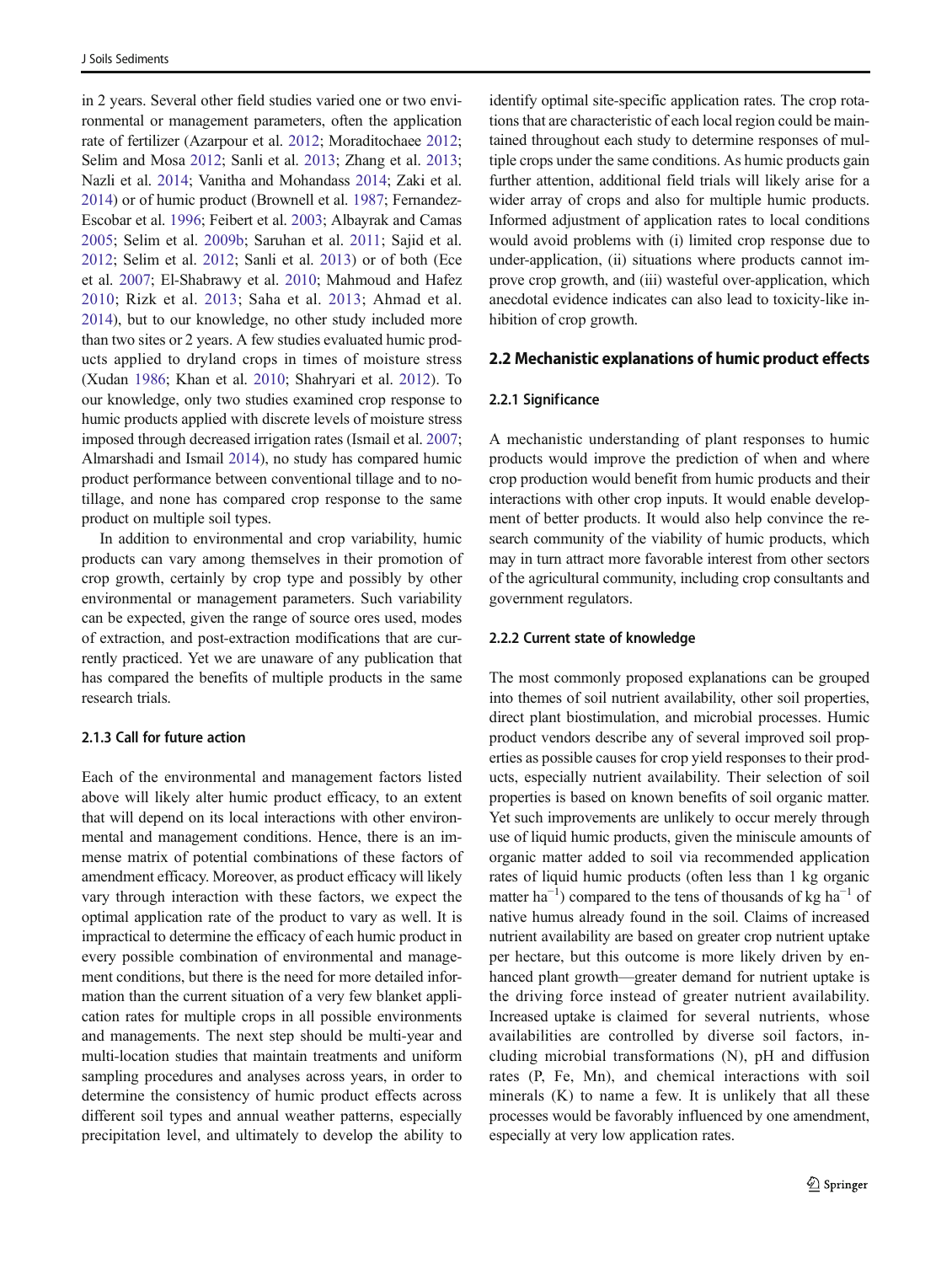in 2 years. Several other field studies varied one or two environmental or management parameters, often the application rate of fertilizer (Azarpour et al. 2012; Moraditochaee 2012; Selim and Mosa 2012; Sanli et al. 2013; Zhang et al. 2013; Nazli et al. 2014; Vanitha and Mohandass 2014; Zaki et al. 2014) or of humic product (Brownell et al. 1987; Fernandez-Escobar et al. 1996; Feibert et al. 2003; Albayrak and Camas 2005; Selim et al. 2009b; Saruhan et al. 2011; Sajid et al. 2012; Selim et al. 2012; Sanli et al. 2013) or of both (Ece et al. 2007; El-Shabrawy et al. 2010; Mahmoud and Hafez 2010; Rizk et al. 2013; Saha et al. 2013; Ahmad et al. 2014), but to our knowledge, no other study included more than two sites or 2 years. A few studies evaluated humic products applied to dryland crops in times of moisture stress (Xudan 1986; Khan et al. 2010; Shahryari et al. 2012). To our knowledge, only two studies examined crop response to humic products applied with discrete levels of moisture stress imposed through decreased irrigation rates (Ismail et al. 2007; Almarshadi and Ismail 2014), no study has compared humic product performance between conventional tillage and to no-tillage, and none has compared crop response to the same product on multiple soil types.

In addition to environmental and crop variability, humic products can vary among themselves in their promotion of crop growth, certainly by crop type and possibly by other environmental or management parameters. Such variability can be expected, given the range of source ores used, modes of extraction, and post-extraction modifications that are currently practiced. Yet we are unaware of any publication that has compared the benefits of multiple products in the same research trials.

#### 2.1.3 Call for future action

Each of the environmental and management factors listed above will likely alter humic product efficacy, to an extent that will depend on its local interactions with other environmental and management conditions. Hence, there is an immense matrix of potential combinations of these factors of amendment efficacy. Moreover, as product efficacy will likely vary through interaction with these factors, we expect the optimal application rate of the product to vary as well. It is impractical to determine the efficacy of each humic product in every possible combination of environmental and management conditions, but there is the need for more detailed information than the current situation of a very few blanket application rates for multiple crops in all possible environments and managements. The next step should be multi-year and multi-location studies that maintain treatments and uniform sampling procedures and analyses across years, in order to determine the consistency of humic product effects across different soil types and annual weather patterns, especially precipitation level, and ultimately to develop the ability to identify optimal site-specific application rates. The crop rotations that are characteristic of each local region could be maintained throughout each study to determine responses of multiple crops under the same conditions. As humic products gain further attention, additional field trials will likely arise for a wider array of crops and also for multiple humic products. Informed adjustment of application rates to local conditions would avoid problems with (i) limited crop response due to under-application, (ii) situations where products cannot improve crop growth, and (iii) wasteful over-application, which anecdotal evidence indicates can also lead to toxicity-like inhibition of crop growth.

### 2.2 Mechanistic explanations of humic product effects

#### 2.2.1 Significance

A mechanistic understanding of plant responses to humic products would improve the prediction of when and where crop production would benefit from humic products and their interactions with other crop inputs. It would enable development of better products. It would also help convince the research community of the viability of humic products, which may in turn attract more favorable interest from other sectors of the agricultural community, including crop consultants and government regulators.

#### 2.2.2 Current state of knowledge

The most commonly proposed explanations can be grouped into themes of soil nutrient availability, other soil properties, direct plant biostimulation, and microbial processes. Humic product vendors describe any of several improved soil properties as possible causes for crop yield responses to their products, especially nutrient availability. Their selection of soil properties is based on known benefits of soil organic matter. Yet such improvements are unlikely to occur merely through use of liquid humic products, given the miniscule amounts of organic matter added to soil via recommended application rates of liquid humic products (often less than 1 kg organic matter $ha^{-1}$) compared to the tens of thousands of kg $ha^{-1}$ of native humus already found in the soil. Claims of increased nutrient availability are based on greater crop nutrient uptake per hectare, but this outcome is more likely driven by enhanced plant growth—greater demand for nutrient uptake is the driving force instead of greater nutrient availability. Increased uptake is claimed for several nutrients, whose availabilities are controlled by diverse soil factors, including microbial transformations (N), pH and diffusion rates (P, Fe, Mn), and chemical interactions with soil minerals (K) to name a few. It is unlikely that all these processes would be favorably influenced by one amendment, especially at very low application rates.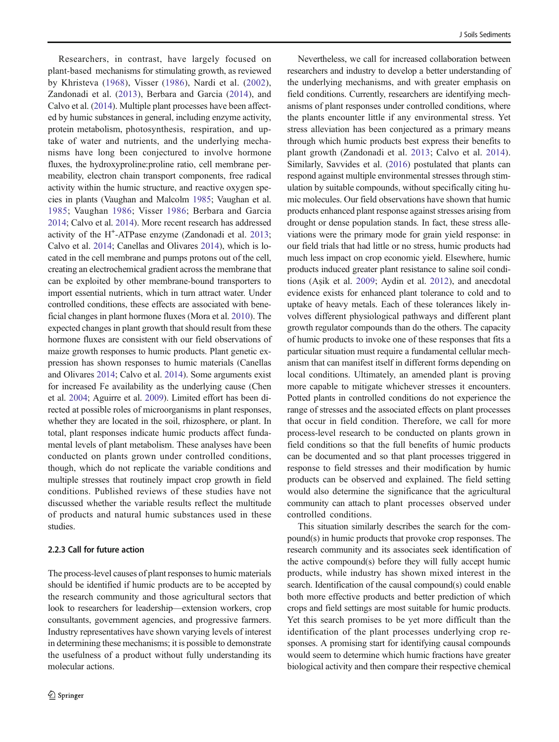Researchers, in contrast, have largely focused on plant-based mechanisms for stimulating growth, as reviewed by Khristeva (1968), Visser (1986), Nardi et al. (2002), Zandonadi et al. (2013), Berbara and Garcia (2014), and Calvo et al. (2014). Multiple plant processes have been affected by humic substances in general, including enzyme activity, protein metabolism, photosynthesis, respiration, and uptake of water and nutrients, and the underlying mechanisms have long been conjectured to involve hormone fluxes, the hydroxyproline:proline ratio, cell membrane permeability, electron chain transport components, free radical activity within the humic structure, and reactive oxygen species in plants (Vaughan and Malcolm 1985; Vaughan et al. 1985; Vaughan 1986; Visser 1986; Berbara and Garcia 2014; Calvo et al. 2014). More recent research has addressed activity of the $H^+$-ATPase enzyme (Zandonadi et al. 2013; Calvo et al. 2014; Canellas and Olivares 2014), which is located in the cell membrane and pumps protons out of the cell, creating an electrochemical gradient across the membrane that can be exploited by other membrane-bound transporters to import essential nutrients, which in turn attract water. Under controlled conditions, these effects are associated with beneficial changes in plant hormone fluxes (Mora et al. 2010). The expected changes in plant growth that should result from these hormone fluxes are consistent with our field observations of maize growth responses to humic products. Plant genetic expression has shown responses to humic materials (Canellas and Olivares 2014; Calvo et al. 2014). Some arguments exist for increased Fe availability as the underlying cause (Chen et al. 2004; Aguirre et al. 2009). Limited effort has been directed at possible roles of microorganisms in plant responses, whether they are located in the soil, rhizosphere, or plant. In total, plant responses indicate humic products affect fundamental levels of plant metabolism. These analyses have been conducted on plants grown under controlled conditions, though, which do not replicate the variable conditions and multiple stresses that routinely impact crop growth in field conditions. Published reviews of these studies have not discussed whether the variable results reflect the multitude of products and natural humic substances used in these studies.

#### 2.2.3 Call for future action

The process-level causes of plant responses to humic materials should be identified if humic products are to be accepted by the research community and those agricultural sectors that look to researchers for leadership—extension workers, crop consultants, government agencies, and progressive farmers. Industry representatives have shown varying levels of interest in determining these mechanisms; it is possible to demonstrate the usefulness of a product without fully understanding its molecular actions.

Nevertheless, we call for increased collaboration between researchers and industry to develop a better understanding of the underlying mechanisms, and with greater emphasis on field conditions. Currently, researchers are identifying mechanisms of plant responses under controlled conditions, where the plants encounter little if any environmental stress. Yet stress alleviation has been conjectured as a primary means through which humic products best express their benefits to plant growth (Zandonadi et al. 2013; Calvo et al. 2014). Similarly, Savvides et al. (2016) postulated that plants can respond against multiple environmental stresses through stimulation by suitable compounds, without specifically citing humic molecules. Our field observations have shown that humic products enhanced plant response against stresses arising from drought or dense population stands. In fact, these stress alleviations were the primary mode for grain yield response: in our field trials that had little or no stress, humic products had much less impact on crop economic yield. Elsewhere, humic products induced greater plant resistance to saline soil conditions (Aşik et al. 2009; Aydin et al. 2012), and anecdotal evidence exists for enhanced plant tolerance to cold and to uptake of heavy metals. Each of these tolerances likely involves different physiological pathways and different plant growth regulator compounds than do the others. The capacity of humic products to invoke one of these responses that fits a particular situation must require a fundamental cellular mechanism that can manifest itself in different forms depending on local conditions. Ultimately, an amended plant is proving more capable to mitigate whichever stresses it encounters. Potted plants in controlled conditions do not experience the range of stresses and the associated effects on plant processes that occur in field condition. Therefore, we call for more process-level research to be conducted on plants grown in field conditions so that the full benefits of humic products can be documented and so that plant processes triggered in response to field stresses and their modification by humic products can be observed and explained. The field setting would also determine the significance that the agricultural community can attach to plant processes observed under controlled conditions.

This situation similarly describes the search for the compound(s) in humic products that provoke crop responses. The research community and its associates seek identification of the active compound(s) before they will fully accept humic products, while industry has shown mixed interest in the search. Identification of the causal compound(s) could enable both more effective products and better prediction of which crops and field settings are most suitable for humic products. Yet this search promises to be yet more difficult than the identification of the plant processes underlying crop responses. A promising start for identifying causal compounds would seem to determine which humic fractions have greater biological activity and then compare their respective chemical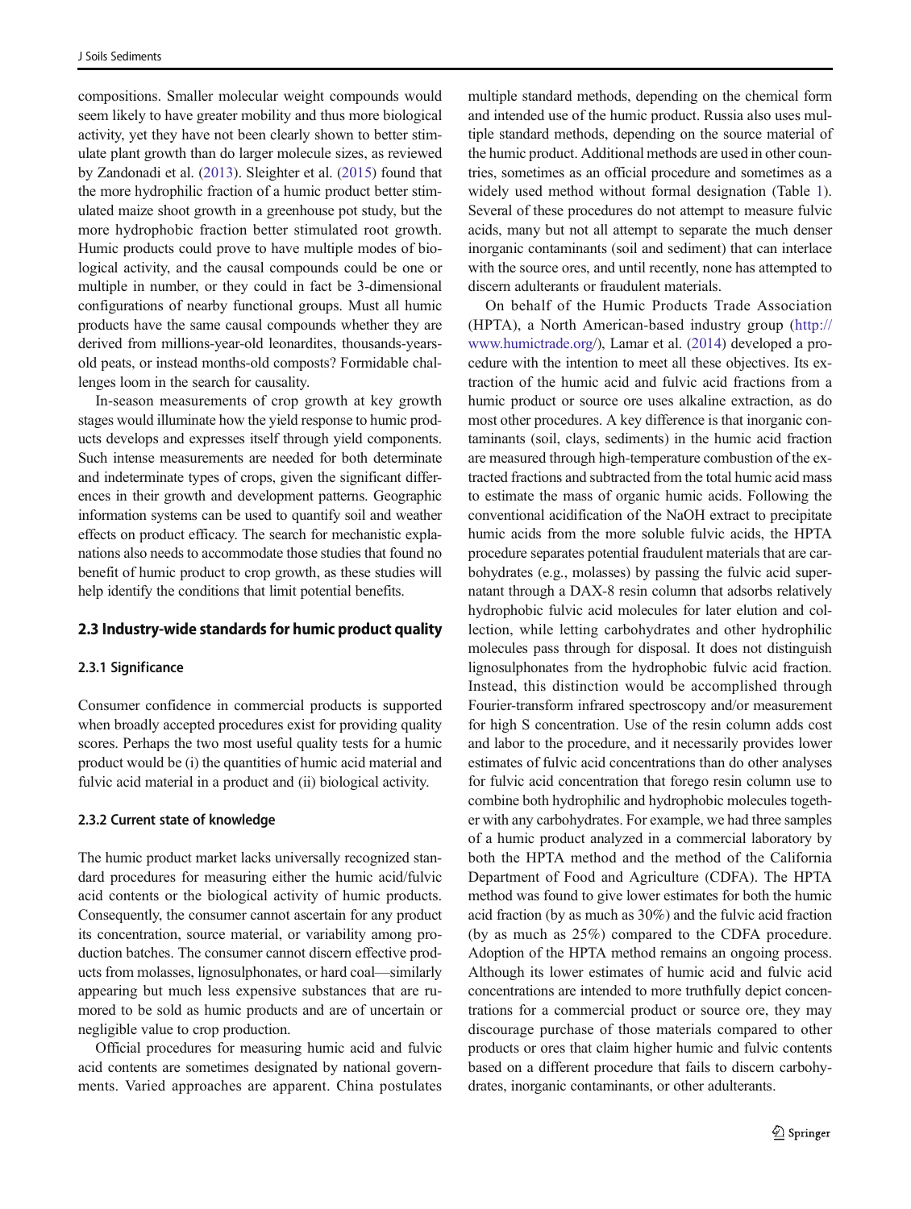compositions. Smaller molecular weight compounds would seem likely to have greater mobility and thus more biological activity, yet they have not been clearly shown to better stimulate plant growth than do larger molecule sizes, as reviewed by Zandonadi et al. (2013). Sleighter et al. (2015) found that the more hydrophilic fraction of a humic product better stimulated maize shoot growth in a greenhouse pot study, but the more hydrophobic fraction better stimulated root growth. Humic products could prove to have multiple modes of biological activity, and the causal compounds could be one or multiple in number, or they could in fact be 3-dimensional configurations of nearby functional groups. Must all humic products have the same causal compounds whether they are derived from millions-year-old leonardites, thousands-years-old peats, or instead months-old composts? Formidable challenges loom in the search for causality.

In-season measurements of crop growth at key growth stages would illuminate how the yield response to humic products develops and expresses itself through yield components. Such intense measurements are needed for both determinate and indeterminate types of crops, given the significant differences in their growth and development patterns. Geographic information systems can be used to quantify soil and weather effects on product efficacy. The search for mechanistic explanations also needs to accommodate those studies that found no benefit of humic product to crop growth, as these studies will help identify the conditions that limit potential benefits.

### 2.3 Industry-wide standards for humic product quality

#### 2.3.1 Significance

Consumer confidence in commercial products is supported when broadly accepted procedures exist for providing quality scores. Perhaps the two most useful quality tests for a humic product would be (i) the quantities of humic acid material and fulvic acid material in a product and (ii) biological activity.

#### 2.3.2 Current state of knowledge

The humic product market lacks universally recognized standard procedures for measuring either the humic acid/fulvic acid contents or the biological activity of humic products. Consequently, the consumer cannot ascertain for any product its concentration, source material, or variability among production batches. The consumer cannot discern effective products from molasses, lignosulphonates, or hard coal—similarly appearing but much less expensive substances that are rumored to be sold as humic products and are of uncertain or negligible value to crop production.

Official procedures for measuring humic acid and fulvic acid contents are sometimes designated by national governments. Varied approaches are apparent. China postulates multiple standard methods, depending on the chemical form and intended use of the humic product. Russia also uses multiple standard methods, depending on the source material of the humic product. Additional methods are used in other countries, sometimes as an official procedure and sometimes as a widely used method without formal designation (Table 1). Several of these procedures do not attempt to measure fulvic acids, many but not all attempt to separate the much denser inorganic contaminants (soil and sediment) that can interlace with the source ores, and until recently, none has attempted to discern adulterants or fraudulent materials.

On behalf of the Humic Products Trade Association (HPTA), a North American-based industry group (http://www.humictrade.org/), Lamar et al. (2014) developed a procedure with the intention to meet all these objectives. Its extraction of the humic acid and fulvic acid fractions from a humic product or source ore uses alkaline extraction, as do most other procedures. A key difference is that inorganic contaminants (soil, clays, sediments) in the humic acid fraction are measured through high-temperature combustion of the extracted fractions and subtracted from the total humic acid mass to estimate the mass of organic humic acids. Following the conventional acidification of the NaOH extract to precipitate humic acids from the more soluble fulvic acids, the HPTA procedure separates potential fraudulent materials that are carbohydrates (e.g., molasses) by passing the fulvic acid supernatant through a DAX-8 resin column that adsorbs relatively hydrophobic fulvic acid molecules for later elution and collection, while letting carbohydrates and other hydrophilic molecules pass through for disposal. It does not distinguish lignosulphonates from the hydrophobic fulvic acid fraction. Instead, this distinction would be accomplished through Fourier-transform infrared spectroscopy and/or measurement for high S concentration. Use of the resin column adds cost and labor to the procedure, and it necessarily provides lower estimates of fulvic acid concentrations than do other analyses for fulvic acid concentration that forego resin column use to combine both hydrophilic and hydrophobic molecules together with any carbohydrates. For example, we had three samples of a humic product analyzed in a commercial laboratory by both the HPTA method and the method of the California Department of Food and Agriculture (CDFA). The HPTA method was found to give lower estimates for both the humic acid fraction (by as much as 30%) and the fulvic acid fraction (by as much as 25%) compared to the CDFA procedure. Adoption of the HPTA method remains an ongoing process. Although its lower estimates of humic acid and fulvic acid concentrations are intended to more truthfully depict concentrations for a commercial product or source ore, they may discourage purchase of those materials compared to other products or ores that claim higher humic and fulvic contents based on a different procedure that fails to discern carbohydrates, inorganic contaminants, or other adulterants.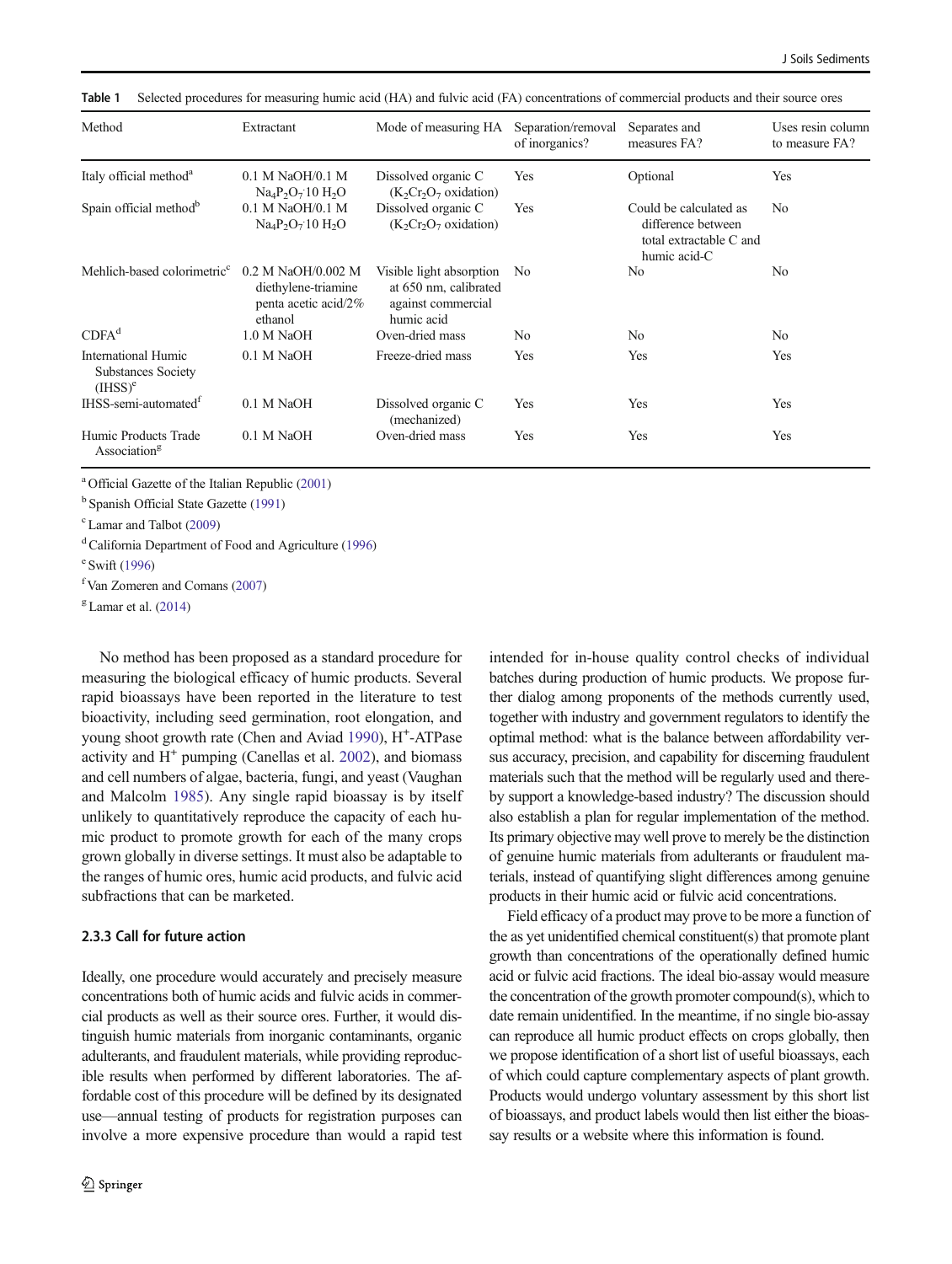**Table 1** Selected procedures for measuring humic acid (HA) and fulvic acid (FA) concentrations of commercial products and their source ores

| Method | Extractant | Mode of measuring HA | Separation/removal of inorganics? | Separates and measures FA? | Uses resin column to measure FA? |
|---|---|---|---|---|---|
| Italy official method[a] | 0.1 M NaOH/0.1 M $Na_4P_2O_7{\cdot}10\ H_2O$ | Dissolved organic C ($K_2Cr_2O_7$ oxidation) | Yes | Optional | Yes |
| Spain official method[b] | 0.1 M NaOH/0.1 M $Na_4P_2O_7{\cdot}10\ H_2O$ | Dissolved organic C ($K_2Cr_2O_7$ oxidation) | Yes | Could be calculated as difference between total extractable C and humic acid-C | No |
| Mehlich-based colorimetric[c] | 0.2 M NaOH/0.002 M diethylene-triamine penta acetic acid/2% ethanol | Visible light absorption at 650 nm, calibrated against commercial humic acid | No | No | No |
| CDFA[d] | 1.0 M NaOH | Oven-dried mass | No | No | No |
| International Humic Substances Society (IHSS)[e] | 0.1 M NaOH | Freeze-dried mass | Yes | Yes | Yes |
| IHSS-semi-automated[f] | 0.1 M NaOH | Dissolved organic C (mechanized) | Yes | Yes | Yes |
| Humic Products Trade Association[g] | 0.1 M NaOH | Oven-dried mass | Yes | Yes | Yes |

[a] Official Gazette of the Italian Republic (2001)

[b] Spanish Official State Gazette (1991)

[c] Lamar and Talbot (2009)

[d] California Department of Food and Agriculture (1996)

[e] Swift (1996)

[f] Van Zomeren and Comans (2007)

[g] Lamar et al. (2014)

No method has been proposed as a standard procedure for measuring the biological efficacy of humic products. Several rapid bioassays have been reported in the literature to test bioactivity, including seed germination, root elongation, and young shoot growth rate (Chen and Aviad 1990), $H^+$-ATPase activity and $H^+$ pumping (Canellas et al. 2002), and biomass and cell numbers of algae, bacteria, fungi, and yeast (Vaughan and Malcolm 1985). Any single rapid bioassay is by itself unlikely to quantitatively reproduce the capacity of each humic product to promote growth for each of the many crops grown globally in diverse settings. It must also be adaptable to the ranges of humic ores, humic acid products, and fulvic acid subfractions that can be marketed.

### 2.3.3 Call for future action

Ideally, one procedure would accurately and precisely measure concentrations both of humic acids and fulvic acids in commercial products as well as their source ores. Further, it would distinguish humic materials from inorganic contaminants, organic adulterants, and fraudulent materials, while providing reproducible results when performed by different laboratories. The affordable cost of this procedure will be defined by its designated use—annual testing of products for registration purposes can involve a more expensive procedure than would a rapid test intended for in-house quality control checks of individual batches during production of humic products. We propose further dialog among proponents of the methods currently used, together with industry and government regulators to identify the optimal method: what is the balance between affordability versus accuracy, precision, and capability for discerning fraudulent materials such that the method will be regularly used and thereby support a knowledge-based industry? The discussion should also establish a plan for regular implementation of the method. Its primary objective may well prove to merely be the distinction of genuine humic materials from adulterants or fraudulent materials, instead of quantifying slight differences among genuine products in their humic acid or fulvic acid concentrations.

Field efficacy of a product may prove to be more a function of the as yet unidentified chemical constituent(s) that promote plant growth than concentrations of the operationally defined humic acid or fulvic acid fractions. The ideal bio-assay would measure the concentration of the growth promoter compound(s), which to date remain unidentified. In the meantime, if no single bio-assay can reproduce all humic product effects on crops globally, then we propose identification of a short list of useful bioassays, each of which could capture complementary aspects of plant growth. Products would undergo voluntary assessment by this short list of bioassays, and product labels would then list either the bioassay results or a website where this information is found.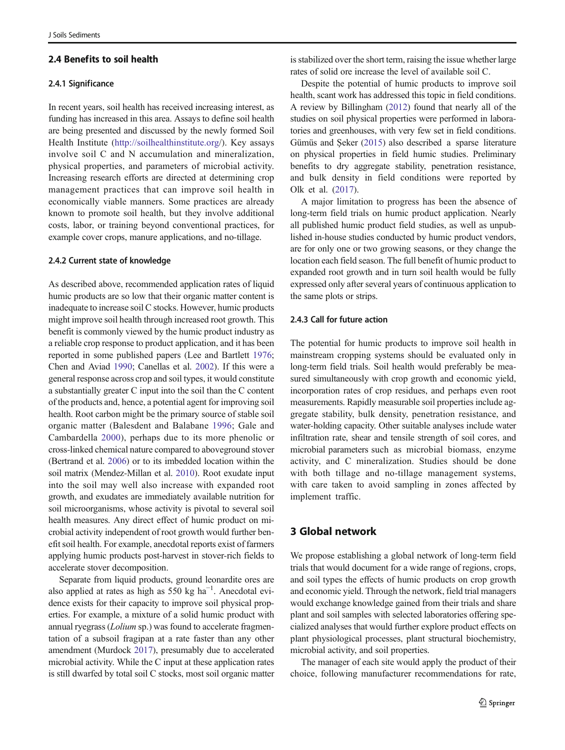### 2.4 Benefits to soil health

#### 2.4.1 Significance

In recent years, soil health has received increasing interest, as funding has increased in this area. Assays to define soil health are being presented and discussed by the newly formed Soil Health Institute (http://soilhealthinstitute.org/). Key assays involve soil C and N accumulation and mineralization, physical properties, and parameters of microbial activity. Increasing research efforts are directed at determining crop management practices that can improve soil health in economically viable manners. Some practices are already known to promote soil health, but they involve additional costs, labor, or training beyond conventional practices, for example cover crops, manure applications, and no-tillage.

#### 2.4.2 Current state of knowledge

As described above, recommended application rates of liquid humic products are so low that their organic matter content is inadequate to increase soil C stocks. However, humic products might improve soil health through increased root growth. This benefit is commonly viewed by the humic product industry as a reliable crop response to product application, and it has been reported in some published papers (Lee and Bartlett 1976; Chen and Aviad 1990; Canellas et al. 2002). If this were a general response across crop and soil types, it would constitute a substantially greater C input into the soil than the C content of the products and, hence, a potential agent for improving soil health. Root carbon might be the primary source of stable soil organic matter (Balesdent and Balabane 1996; Gale and Cambardella 2000), perhaps due to its more phenolic or cross-linked chemical nature compared to aboveground stover (Bertrand et al. 2006) or to its imbedded location within the soil matrix (Mendez-Millan et al. 2010). Root exudate input into the soil may well also increase with expanded root growth, and exudates are immediately available nutrition for soil microorganisms, whose activity is pivotal to several soil health measures. Any direct effect of humic product on microbial activity independent of root growth would further benefit soil health. For example, anecdotal reports exist of farmers applying humic products post-harvest in stover-rich fields to accelerate stover decomposition.

Separate from liquid products, ground leonardite ores are also applied at rates as high as 550 kg ha$^{-1}$. Anecdotal evidence exists for their capacity to improve soil physical properties. For example, a mixture of a solid humic product with annual ryegrass (*Lolium* sp.) was found to accelerate fragmentation of a subsoil fragipan at a rate faster than any other amendment (Murdock 2017), presumably due to accelerated microbial activity. While the C input at these application rates is still dwarfed by total soil C stocks, most soil organic matter is stabilized over the short term, raising the issue whether large rates of solid ore increase the level of available soil C.

Despite the potential of humic products to improve soil health, scant work has addressed this topic in field conditions. A review by Billingham (2012) found that nearly all of the studies on soil physical properties were performed in laboratories and greenhouses, with very few set in field conditions. Gümüs and Şeker (2015) also described a sparse literature on physical properties in field humic studies. Preliminary benefits to dry aggregate stability, penetration resistance, and bulk density in field conditions were reported by Olk et al. (2017).

A major limitation to progress has been the absence of long-term field trials on humic product application. Nearly all published humic product field studies, as well as unpublished in-house studies conducted by humic product vendors, are for only one or two growing seasons, or they change the location each field season. The full benefit of humic product to expanded root growth and in turn soil health would be fully expressed only after several years of continuous application to the same plots or strips.

#### 2.4.3 Call for future action

The potential for humic products to improve soil health in mainstream cropping systems should be evaluated only in long-term field trials. Soil health would preferably be measured simultaneously with crop growth and economic yield, incorporation rates of crop residues, and perhaps even root measurements. Rapidly measurable soil properties include aggregate stability, bulk density, penetration resistance, and water-holding capacity. Other suitable analyses include water infiltration rate, shear and tensile strength of soil cores, and microbial parameters such as microbial biomass, enzyme activity, and C mineralization. Studies should be done with both tillage and no-tillage management systems, with care taken to avoid sampling in zones affected by implement traffic.

## 3 Global network

We propose establishing a global network of long-term field trials that would document for a wide range of regions, crops, and soil types the effects of humic products on crop growth and economic yield. Through the network, field trial managers would exchange knowledge gained from their trials and share plant and soil samples with selected laboratories offering specialized analyses that would further explore product effects on plant physiological processes, plant structural biochemistry, microbial activity, and soil properties.

The manager of each site would apply the product of their choice, following manufacturer recommendations for rate,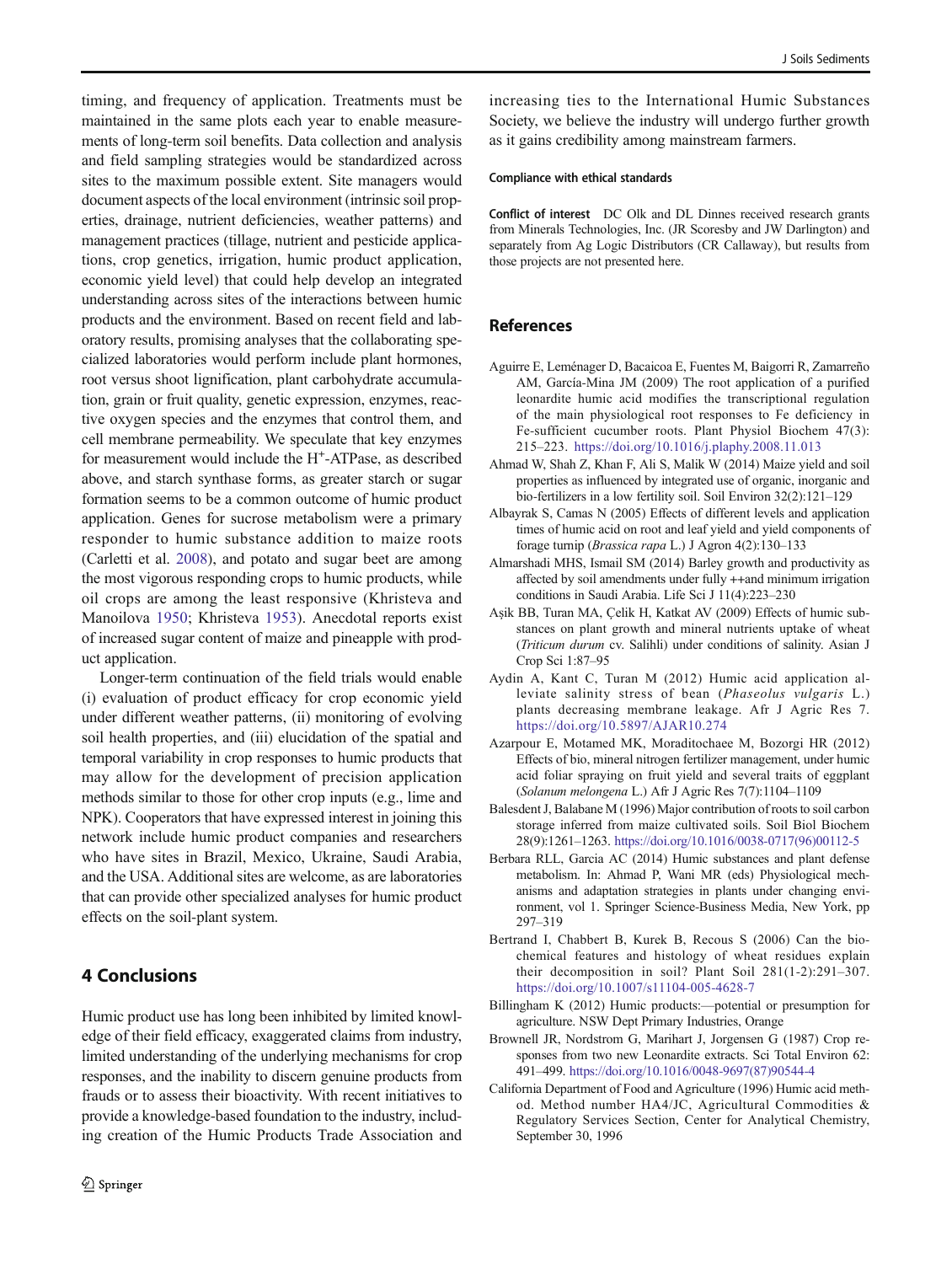timing, and frequency of application. Treatments must be maintained in the same plots each year to enable measurements of long-term soil benefits. Data collection and analysis and field sampling strategies would be standardized across sites to the maximum possible extent. Site managers would document aspects of the local environment (intrinsic soil properties, drainage, nutrient deficiencies, weather patterns) and management practices (tillage, nutrient and pesticide applications, crop genetics, irrigation, humic product application, economic yield level) that could help develop an integrated understanding across sites of the interactions between humic products and the environment. Based on recent field and laboratory results, promising analyses that the collaborating specialized laboratories would perform include plant hormones, root versus shoot lignification, plant carbohydrate accumulation, grain or fruit quality, genetic expression, enzymes, reactive oxygen species and the enzymes that control them, and cell membrane permeability. We speculate that key enzymes for measurement would include the $H^+$-ATPase, as described above, and starch synthase forms, as greater starch or sugar formation seems to be a common outcome of humic product application. Genes for sucrose metabolism were a primary responder to humic substance addition to maize roots (Carletti et al. 2008), and potato and sugar beet are among the most vigorous responding crops to humic products, while oil crops are among the least responsive (Khristeva and Manoilova 1950; Khristeva 1953). Anecdotal reports exist of increased sugar content of maize and pineapple with product application.

Longer-term continuation of the field trials would enable (i) evaluation of product efficacy for crop economic yield under different weather patterns, (ii) monitoring of evolving soil health properties, and (iii) elucidation of the spatial and temporal variability in crop responses to humic products that may allow for the development of precision application methods similar to those for other crop inputs (e.g., lime and NPK). Cooperators that have expressed interest in joining this network include humic product companies and researchers who have sites in Brazil, Mexico, Ukraine, Saudi Arabia, and the USA. Additional sites are welcome, as are laboratories that can provide other specialized analyses for humic product effects on the soil-plant system.

## 4 Conclusions

Humic product use has long been inhibited by limited knowledge of their field efficacy, exaggerated claims from industry, limited understanding of the underlying mechanisms for crop responses, and the inability to discern genuine products from frauds or to assess their bioactivity. With recent initiatives to provide a knowledge-based foundation to the industry, including creation of the Humic Products Trade Association and increasing ties to the International Humic Substances Society, we believe the industry will undergo further growth as it gains credibility among mainstream farmers.

**Compliance with ethical standards**

**Conflict of interest** DC Olk and DL Dinnes received research grants from Minerals Technologies, Inc. (JR Scoresby and JW Darlington) and separately from Ag Logic Distributors (CR Callaway), but results from those projects are not presented here.

## References

Aguirre E, Leménager D, Bacaicoa E, Fuentes M, Baigorri R, Zamarreño AM, García-Mina JM (2009) The root application of a purified leonardite humic acid modifies the transcriptional regulation of the main physiological root responses to Fe deficiency in Fe-sufficient cucumber roots. Plant Physiol Biochem 47(3): 215–223. https://doi.org/10.1016/j.plaphy.2008.11.013

Ahmad W, Shah Z, Khan F, Ali S, Malik W (2014) Maize yield and soil properties as influenced by integrated use of organic, inorganic and bio-fertilizers in a low fertility soil. Soil Environ 32(2):121–129

Albayrak S, Camas N (2005) Effects of different levels and application times of humic acid on root and leaf yield and yield components of forage turnip (*Brassica rapa* L.) J Agron 4(2):130–133

Almarshadi MHS, Ismail SM (2014) Barley growth and productivity as affected by soil amendments under fully ++and minimum irrigation conditions in Saudi Arabia. Life Sci J 11(4):223–230

Aşik BB, Turan MA, Çelik H, Katkat AV (2009) Effects of humic substances on plant growth and mineral nutrients uptake of wheat (*Triticum durum* cv. Salihli) under conditions of salinity. Asian J Crop Sci 1:87–95

Aydin A, Kant C, Turan M (2012) Humic acid application alleviate salinity stress of bean (*Phaseolus vulgaris* L.) plants decreasing membrane leakage. Afr J Agric Res 7. https://doi.org/10.5897/AJAR10.274

Azarpour E, Motamed MK, Moraditochaee M, Bozorgi HR (2012) Effects of bio, mineral nitrogen fertilizer management, under humic acid foliar spraying on fruit yield and several traits of eggplant (*Solanum melongena* L.) Afr J Agric Res 7(7):1104–1109

Balesdent J, Balabane M (1996) Major contribution of roots to soil carbon storage inferred from maize cultivated soils. Soil Biol Biochem 28(9):1261–1263. https://doi.org/10.1016/0038-0717(96)00112-5

Berbara RLL, Garcia AC (2014) Humic substances and plant defense metabolism. In: Ahmad P, Wani MR (eds) Physiological mechanisms and adaptation strategies in plants under changing environment, vol 1. Springer Science-Business Media, New York, pp 297–319

Bertrand I, Chabbert B, Kurek B, Recous S (2006) Can the biochemical features and histology of wheat residues explain their decomposition in soil? Plant Soil 281(1-2):291–307. https://doi.org/10.1007/s11104-005-4628-7

Billingham K (2012) Humic products:—potential or presumption for agriculture. NSW Dept Primary Industries, Orange

Brownell JR, Nordstrom G, Marihart J, Jorgensen G (1987) Crop responses from two new Leonardite extracts. Sci Total Environ 62: 491–499. https://doi.org/10.1016/0048-9697(87)90544-4

California Department of Food and Agriculture (1996) Humic acid method. Method number HA4/JC, Agricultural Commodities & Regulatory Services Section, Center for Analytical Chemistry, September 30, 1996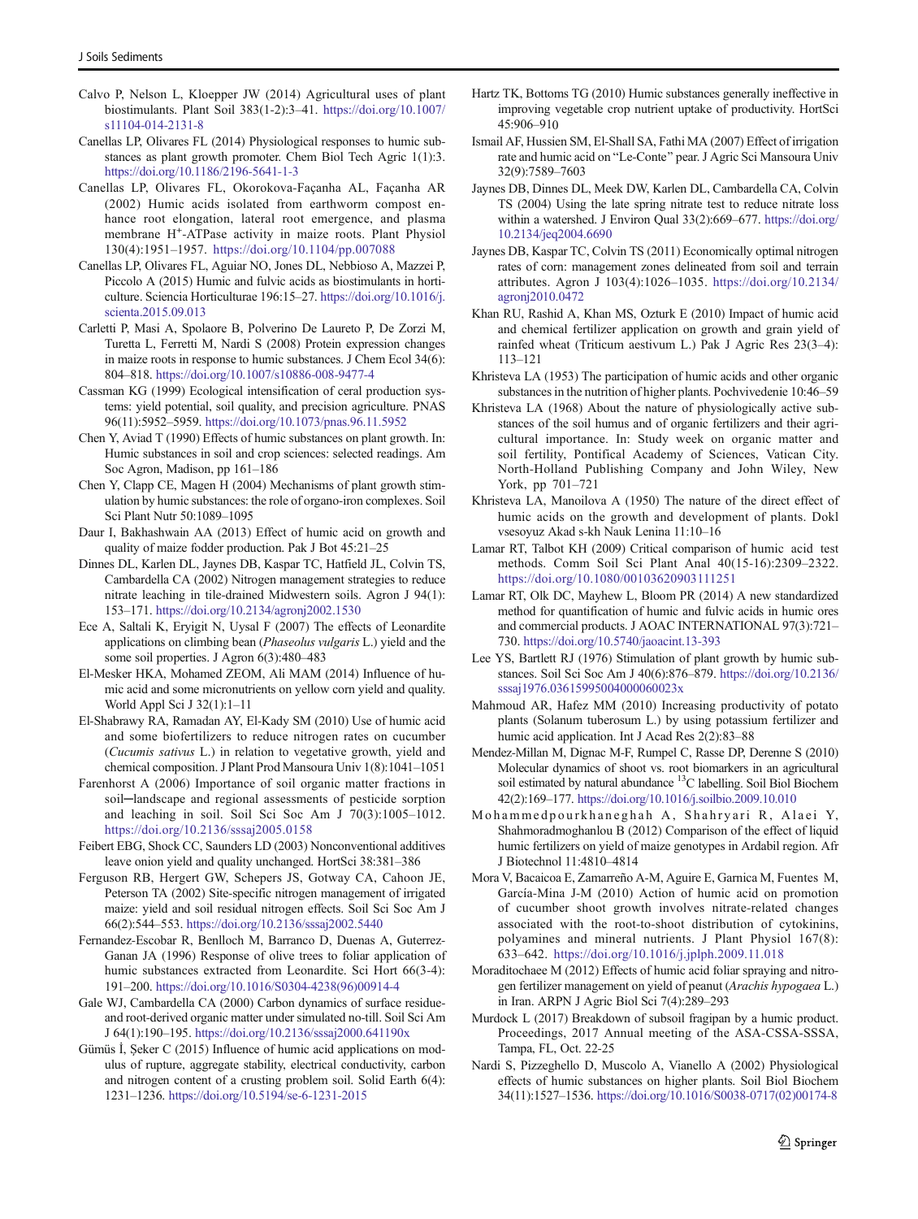Calvo P, Nelson L, Kloepper JW (2014) Agricultural uses of plant biostimulants. Plant Soil 383(1-2):3–41. https://doi.org/10.1007/s11104-014-2131-8

Canellas LP, Olivares FL (2014) Physiological responses to humic substances as plant growth promoter. Chem Biol Tech Agric 1(1):3. https://doi.org/10.1186/2196-5641-1-3

Canellas LP, Olivares FL, Okorokova-Façanha AL, Façanha AR (2002) Humic acids isolated from earthworm compost enhance root elongation, lateral root emergence, and plasma membrane $H^+$-ATPase activity in maize roots. Plant Physiol 130(4):1951–1957. https://doi.org/10.1104/pp.007088

Canellas LP, Olivares FL, Aguiar NO, Jones DL, Nebbioso A, Mazzei P, Piccolo A (2015) Humic and fulvic acids as biostimulants in horticulture. Sciencia Horticulturae 196:15–27. https://doi.org/10.1016/j.scienta.2015.09.013

Carletti P, Masi A, Spolaore B, Polverino De Laureto P, De Zorzi M, Turetta L, Ferretti M, Nardi S (2008) Protein expression changes in maize roots in response to humic substances. J Chem Ecol 34(6): 804–818. https://doi.org/10.1007/s10886-008-9477-4

Cassman KG (1999) Ecological intensification of ceral production systems: yield potential, soil quality, and precision agriculture. PNAS 96(11):5952–5959. https://doi.org/10.1073/pnas.96.11.5952

Chen Y, Aviad T (1990) Effects of humic substances on plant growth. In: Humic substances in soil and crop sciences: selected readings. Am Soc Agron, Madison, pp 161–186

Chen Y, Clapp CE, Magen H (2004) Mechanisms of plant growth stimulation by humic substances: the role of organo-iron complexes. Soil Sci Plant Nutr 50:1089–1095

Daur I, Bakhashwain AA (2013) Effect of humic acid on growth and quality of maize fodder production. Pak J Bot 45:21–25

Dinnes DL, Karlen DL, Jaynes DB, Kaspar TC, Hatfield JL, Colvin TS, Cambardella CA (2002) Nitrogen management strategies to reduce nitrate leaching in tile-drained Midwestern soils. Agron J 94(1): 153–171. https://doi.org/10.2134/agronj2002.1530

Ece A, Saltali K, Eryigit N, Uysal F (2007) The effects of Leonardite applications on climbing bean (*Phaseolus vulgaris* L.) yield and the some soil properties. J Agron 6(3):480–483

El-Mesker HKA, Mohamed ZEOM, Ali MAM (2014) Influence of humic acid and some micronutrients on yellow corn yield and quality. World Appl Sci J 32(1):1–11

El-Shabrawy RA, Ramadan AY, El-Kady SM (2010) Use of humic acid and some biofertilizers to reduce nitrogen rates on cucumber (*Cucumis sativus* L.) in relation to vegetative growth, yield and chemical composition. J Plant Prod Mansoura Univ 1(8):1041–1051

Farenhorst A (2006) Importance of soil organic matter fractions in soil─landscape and regional assessments of pesticide sorption and leaching in soil. Soil Sci Soc Am J 70(3):1005–1012. https://doi.org/10.2136/sssaj2005.0158

Feibert EBG, Shock CC, Saunders LD (2003) Nonconventional additives leave onion yield and quality unchanged. HortSci 38:381–386

Ferguson RB, Hergert GW, Schepers JS, Gotway CA, Cahoon JE, Peterson TA (2002) Site-specific nitrogen management of irrigated maize: yield and soil residual nitrogen effects. Soil Sci Soc Am J 66(2):544–553. https://doi.org/10.2136/sssaj2002.5440

Fernandez-Escobar R, Benlloch M, Barranco D, Duenas A, Guterrez-Ganan JA (1996) Response of olive trees to foliar application of humic substances extracted from Leonardite. Sci Hort 66(3-4): 191–200. https://doi.org/10.1016/S0304-4238(96)00914-4

Gale WJ, Cambardella CA (2000) Carbon dynamics of surface residue- and root-derived organic matter under simulated no-till. Soil Sci Am J 64(1):190–195. https://doi.org/10.2136/sssaj2000.641190x

Gümüs İ, Şeker C (2015) Influence of humic acid applications on modulus of rupture, aggregate stability, electrical conductivity, carbon and nitrogen content of a crusting problem soil. Solid Earth 6(4): 1231–1236. https://doi.org/10.5194/se-6-1231-2015

Hartz TK, Bottoms TG (2010) Humic substances generally ineffective in improving vegetable crop nutrient uptake of productivity. HortSci 45:906–910

Ismail AF, Hussien SM, El-Shall SA, Fathi MA (2007) Effect of irrigation rate and humic acid on "Le-Conte" pear. J Agric Sci Mansoura Univ 32(9):7589–7603

Jaynes DB, Dinnes DL, Meek DW, Karlen DL, Cambardella CA, Colvin TS (2004) Using the late spring nitrate test to reduce nitrate loss within a watershed. J Environ Qual 33(2):669–677. https://doi.org/10.2134/jeq2004.6690

Jaynes DB, Kaspar TC, Colvin TS (2011) Economically optimal nitrogen rates of corn: management zones delineated from soil and terrain attributes. Agron J 103(4):1026–1035. https://doi.org/10.2134/agronj2010.0472

Khan RU, Rashid A, Khan MS, Ozturk E (2010) Impact of humic acid and chemical fertilizer application on growth and grain yield of rainfed wheat (Triticum aestivum L.) Pak J Agric Res 23(3–4): 113–121

Khristeva LA (1953) The participation of humic acids and other organic substances in the nutrition of higher plants. Pochvivedenie 10:46–59

Khristeva LA (1968) About the nature of physiologically active substances of the soil humus and of organic fertilizers and their agricultural importance. In: Study week on organic matter and soil fertility, Pontifical Academy of Sciences, Vatican City. North-Holland Publishing Company and John Wiley, New York, pp 701–721

Khristeva LA, Manoilova A (1950) The nature of the direct effect of humic acids on the growth and development of plants. Dokl vsesoyuz Akad s-kh Nauk Lenina 11:10–16

Lamar RT, Talbot KH (2009) Critical comparison of humic acid test methods. Comm Soil Sci Plant Anal 40(15-16):2309–2322. https://doi.org/10.1080/00103620903111251

Lamar RT, Olk DC, Mayhew L, Bloom PR (2014) A new standardized method for quantification of humic and fulvic acids in humic ores and commercial products. J AOAC INTERNATIONAL 97(3):721–730. https://doi.org/10.5740/jaoacint.13-393

Lee YS, Bartlett RJ (1976) Stimulation of plant growth by humic substances. Soil Sci Soc Am J 40(6):876–879. https://doi.org/10.2136/sssaj1976.03615995004000060023x

Mahmoud AR, Hafez MM (2010) Increasing productivity of potato plants (Solanum tuberosum L.) by using potassium fertilizer and humic acid application. Int J Acad Res 2(2):83–88

Mendez-Millan M, Dignac M-F, Rumpel C, Rasse DP, Derenne S (2010) Molecular dynamics of shoot vs. root biomarkers in an agricultural soil estimated by natural abundance $^{13}C$ labelling. Soil Biol Biochem 42(2):169–177. https://doi.org/10.1016/j.soilbio.2009.10.010

Mohammedpourkhaneghah A, Shahryari R, Alaei Y, Shahmoradmoghanlou B (2012) Comparison of the effect of liquid humic fertilizers on yield of maize genotypes in Ardabil region. Afr J Biotechnol 11:4810–4814

Mora V, Bacaicoa E, Zamarreño A-M, Aguire E, Garnica M, Fuentes M, García-Mina J-M (2010) Action of humic acid on promotion of cucumber shoot growth involves nitrate-related changes associated with the root-to-shoot distribution of cytokinins, polyamines and mineral nutrients. J Plant Physiol 167(8): 633–642. https://doi.org/10.1016/j.jplph.2009.11.018

Moraditochaee M (2012) Effects of humic acid foliar spraying and nitrogen fertilizer management on yield of peanut (*Arachis hypogaea* L.) in Iran. ARPN J Agric Biol Sci 7(4):289–293

Murdock L (2017) Breakdown of subsoil fragipan by a humic product. Proceedings, 2017 Annual meeting of the ASA-CSSA-SSSA, Tampa, FL, Oct. 22-25

Nardi S, Pizzeghello D, Muscolo A, Vianello A (2002) Physiological effects of humic substances on higher plants. Soil Biol Biochem 34(11):1527–1536. https://doi.org/10.1016/S0038-0717(02)00174-8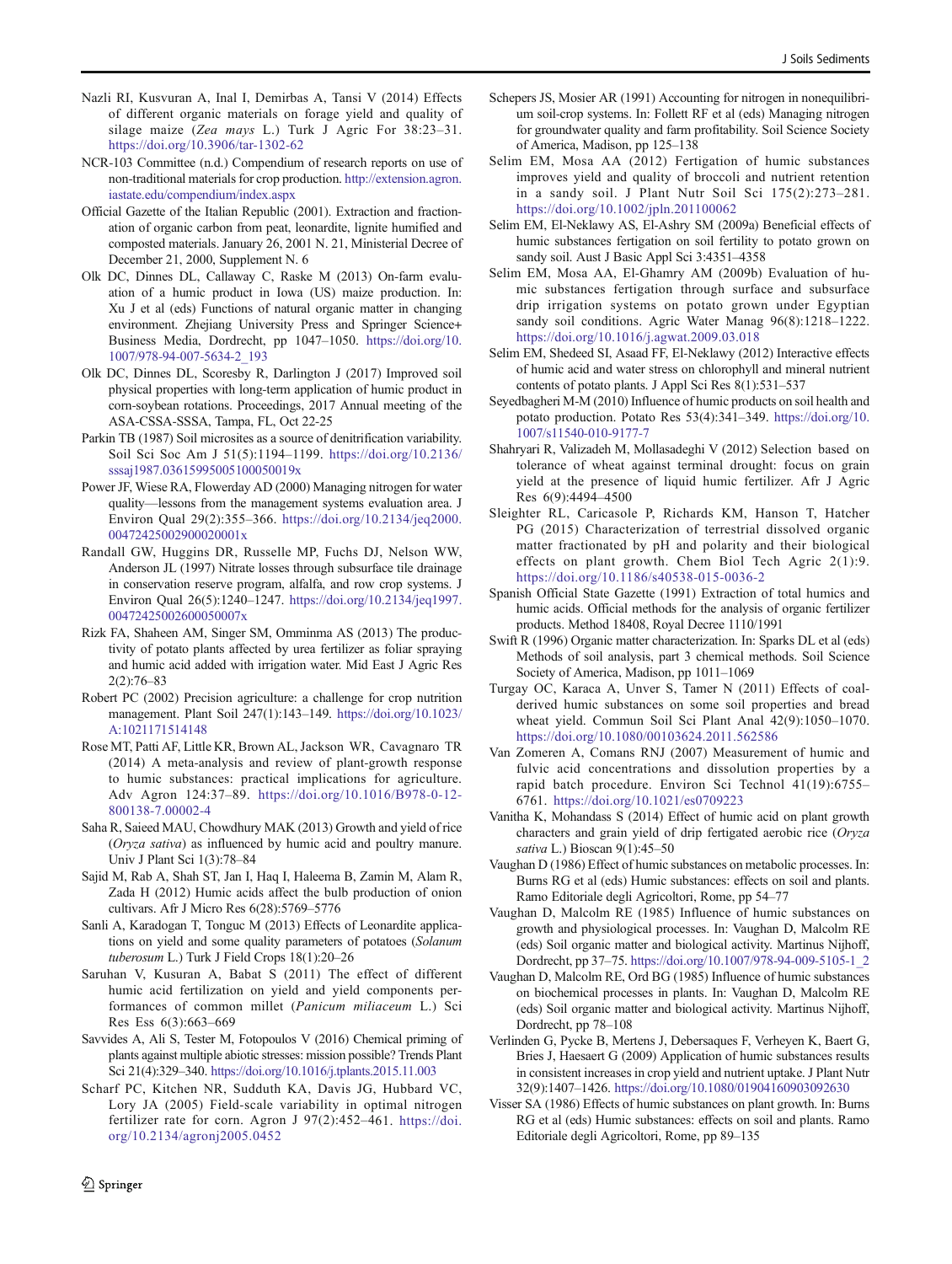Nazli RI, Kusvuran A, Inal I, Demirbas A, Tansi V (2014) Effects of different organic materials on forage yield and quality of silage maize (*Zea mays* L.) Turk J Agric For 38:23–31. https://doi.org/10.3906/tar-1302-62

NCR-103 Committee (n.d.) Compendium of research reports on use of non-traditional materials for crop production. http://extension.agron.iastate.edu/compendium/index.aspx

Official Gazette of the Italian Republic (2001). Extraction and fractionation of organic carbon from peat, leonardite, lignite humified and composted materials. January 26, 2001 N. 21, Ministerial Decree of December 21, 2000, Supplement N. 6

Olk DC, Dinnes DL, Callaway C, Raske M (2013) On-farm evaluation of a humic product in Iowa (US) maize production. In: Xu J et al (eds) Functions of natural organic matter in changing environment. Zhejiang University Press and Springer Science+Business Media, Dordrecht, pp 1047–1050. https://doi.org/10.1007/978-94-007-5634-2_193

Olk DC, Dinnes DL, Scoresby R, Darlington J (2017) Improved soil physical properties with long-term application of humic product in corn-soybean rotations. Proceedings, 2017 Annual meeting of the ASA-CSSA-SSSA, Tampa, FL, Oct 22-25

Parkin TB (1987) Soil microsites as a source of denitrification variability. Soil Sci Soc Am J 51(5):1194–1199. https://doi.org/10.2136/sssaj1987.03615995005100050019x

Power JF, Wiese RA, Flowerday AD (2000) Managing nitrogen for water quality—lessons from the management systems evaluation area. J Environ Qual 29(2):355–366. https://doi.org/10.2134/jeq2000.00472425002900020001x

Randall GW, Huggins DR, Russelle MP, Fuchs DJ, Nelson WW, Anderson JL (1997) Nitrate losses through subsurface tile drainage in conservation reserve program, alfalfa, and row crop systems. J Environ Qual 26(5):1240–1247. https://doi.org/10.2134/jeq1997.00472425002600050007x

Rizk FA, Shaheen AM, Singer SM, Omminma AS (2013) The productivity of potato plants affected by urea fertilizer as foliar spraying and humic acid added with irrigation water. Mid East J Agric Res 2(2):76–83

Robert PC (2002) Precision agriculture: a challenge for crop nutrition management. Plant Soil 247(1):143–149. https://doi.org/10.1023/A:1021171514148

Rose MT, Patti AF, Little KR, Brown AL, Jackson WR, Cavagnaro TR (2014) A meta-analysis and review of plant-growth response to humic substances: practical implications for agriculture. Adv Agron 124:37–89. https://doi.org/10.1016/B978-0-12-800138-7.00002-4

Saha R, Saieed MAU, Chowdhury MAK (2013) Growth and yield of rice (*Oryza sativa*) as influenced by humic acid and poultry manure. Univ J Plant Sci 1(3):78–84

Sajid M, Rab A, Shah ST, Jan I, Haq I, Haleema B, Zamin M, Alam R, Zada H (2012) Humic acids affect the bulb production of onion cultivars. Afr J Micro Res 6(28):5769–5776

Sanli A, Karadogan T, Tonguc M (2013) Effects of Leonardite applications on yield and some quality parameters of potatoes (*Solanum tuberosum* L.) Turk J Field Crops 18(1):20–26

Saruhan V, Kusuran A, Babat S (2011) The effect of different humic acid fertilization on yield and yield components performances of common millet (*Panicum miliaceum* L.) Sci Res Ess 6(3):663–669

Savvides A, Ali S, Tester M, Fotopoulos V (2016) Chemical priming of plants against multiple abiotic stresses: mission possible? Trends Plant Sci 21(4):329–340. https://doi.org/10.1016/j.tplants.2015.11.003

Scharf PC, Kitchen NR, Sudduth KA, Davis JG, Hubbard VC, Lory JA (2005) Field-scale variability in optimal nitrogen fertilizer rate for corn. Agron J 97(2):452–461. https://doi.org/10.2134/agronj2005.0452

Schepers JS, Mosier AR (1991) Accounting for nitrogen in nonequilibrium soil-crop systems. In: Follett RF et al (eds) Managing nitrogen for groundwater quality and farm profitability. Soil Science Society of America, Madison, pp 125–138

Selim EM, Mosa AA (2012) Fertigation of humic substances improves yield and quality of broccoli and nutrient retention in a sandy soil. J Plant Nutr Soil Sci 175(2):273–281. https://doi.org/10.1002/jpln.201100062

Selim EM, El-Neklawy AS, El-Ashry SM (2009a) Beneficial effects of humic substances fertigation on soil fertility to potato grown on sandy soil. Aust J Basic Appl Sci 3:4351–4358

Selim EM, Mosa AA, El-Ghamry AM (2009b) Evaluation of humic substances fertigation through surface and subsurface drip irrigation systems on potato grown under Egyptian sandy soil conditions. Agric Water Manag 96(8):1218–1222. https://doi.org/10.1016/j.agwat.2009.03.018

Selim EM, Shedeed SI, Asaad FF, El-Neklawy AS (2012) Interactive effects of humic acid and water stress on chlorophyll and mineral nutrient contents of potato plants. J Appl Sci Res 8(1):531–537

Seyedbagheri M-M (2010) Influence of humic products on soil health and potato production. Potato Res 53(4):341–349. https://doi.org/10.1007/s11540-010-9177-7

Shahryari R, Valizadeh M, Mollasadeghi V (2012) Selection based on tolerance of wheat against terminal drought: focus on grain yield at the presence of liquid humic fertilizer. Afr J Agric Res 6(9):4494–4500

Sleighter RL, Caricasole P, Richards KM, Hanson T, Hatcher PG (2015) Characterization of terrestrial dissolved organic matter fractionated by pH and polarity and their biological effects on plant growth. Chem Biol Tech Agric 2(1):9. https://doi.org/10.1186/s40538-015-0036-2

Spanish Official State Gazette (1991) Extraction of total humics and humic acids. Official methods for the analysis of organic fertilizer products. Method 18408, Royal Decree 1110/1991

Swift R (1996) Organic matter characterization. In: Sparks DL et al (eds) Methods of soil analysis, part 3 chemical methods. Soil Science Society of America, Madison, pp 1011–1069

Turgay OC, Karaca A, Unver S, Tamer N (2011) Effects of coal-derived humic substances on some soil properties and bread wheat yield. Commun Soil Sci Plant Anal 42(9):1050–1070. https://doi.org/10.1080/00103624.2011.562586

Van Zomeren A, Comans RNJ (2007) Measurement of humic and fulvic acid concentrations and dissolution properties by a rapid batch procedure. Environ Sci Technol 41(19):6755–6761. https://doi.org/10.1021/es0709223

Vanitha K, Mohandass S (2014) Effect of humic acid on plant growth characters and grain yield of drip fertigated aerobic rice (*Oryza sativa* L.) Bioscan 9(1):45–50

Vaughan D (1986) Effect of humic substances on metabolic processes. In: Burns RG et al (eds) Humic substances: effects on soil and plants. Ramo Editoriale degli Agricoltori, Rome, pp 54–77

Vaughan D, Malcolm RE (1985) Influence of humic substances on growth and physiological processes. In: Vaughan D, Malcolm RE (eds) Soil organic matter and biological activity. Martinus Nijhoff, Dordrecht, pp 37–75. https://doi.org/10.1007/978-94-009-5105-1_2

Vaughan D, Malcolm RE, Ord BG (1985) Influence of humic substances on biochemical processes in plants. In: Vaughan D, Malcolm RE (eds) Soil organic matter and biological activity. Martinus Nijhoff, Dordrecht, pp 78–108

Verlinden G, Pycke B, Mertens J, Debersaques F, Verheyen K, Baert G, Bries J, Haesaert G (2009) Application of humic substances results in consistent increases in crop yield and nutrient uptake. J Plant Nutr 32(9):1407–1426. https://doi.org/10.1080/01904160903092630

Visser SA (1986) Effects of humic substances on plant growth. In: Burns RG et al (eds) Humic substances: effects on soil and plants. Ramo Editoriale degli Agricoltori, Rome, pp 89–135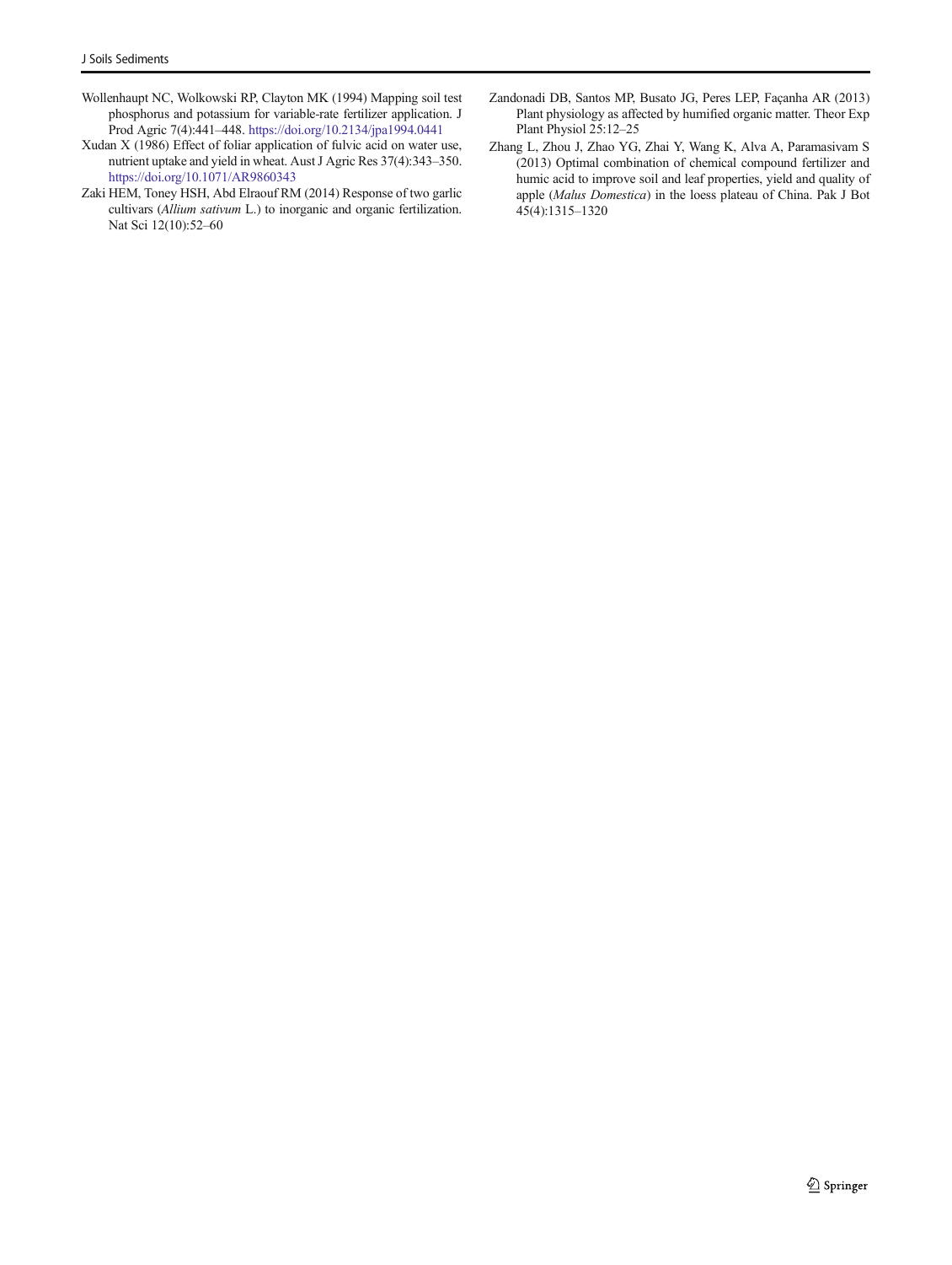Wollenhaupt NC, Wolkowski RP, Clayton MK (1994) Mapping soil test phosphorus and potassium for variable-rate fertilizer application. J Prod Agric 7(4):441–448. https://doi.org/10.2134/jpa1994.0441

Xudan X (1986) Effect of foliar application of fulvic acid on water use, nutrient uptake and yield in wheat. Aust J Agric Res 37(4):343–350. https://doi.org/10.1071/AR9860343

Zaki HEM, Toney HSH, Abd Elraouf RM (2014) Response of two garlic cultivars (*Allium sativum* L.) to inorganic and organic fertilization. Nat Sci 12(10):52–60

Zandonadi DB, Santos MP, Busato JG, Peres LEP, Façanha AR (2013) Plant physiology as affected by humified organic matter. Theor Exp Plant Physiol 25:12–25

Zhang L, Zhou J, Zhao YG, Zhai Y, Wang K, Alva A, Paramasivam S (2013) Optimal combination of chemical compound fertilizer and humic acid to improve soil and leaf properties, yield and quality of apple (*Malus Domestica*) in the loess plateau of China. Pak J Bot 45(4):1315–1320